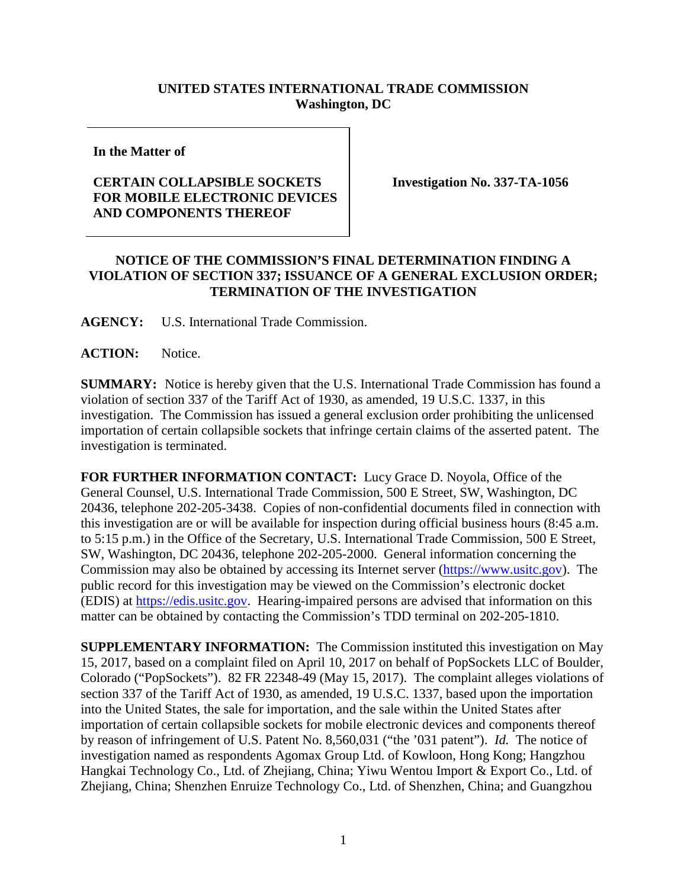**UNITED STATES INTERNATIONAL TRADE COMMISSION**
**Washington, DC**

**In the Matter of**

**CERTAIN COLLAPSIBLE SOCKETS FOR MOBILE ELECTRONIC DEVICES AND COMPONENTS THEREOF**

**Investigation No. 337-TA-1056**

**NOTICE OF THE COMMISSION'S FINAL DETERMINATION FINDING A VIOLATION OF SECTION 337; ISSUANCE OF A GENERAL EXCLUSION ORDER; TERMINATION OF THE INVESTIGATION**

**AGENCY:** U.S. International Trade Commission.

**ACTION:** Notice.

**SUMMARY:** Notice is hereby given that the U.S. International Trade Commission has found a violation of section 337 of the Tariff Act of 1930, as amended, 19 U.S.C. 1337, in this investigation. The Commission has issued a general exclusion order prohibiting the unlicensed importation of certain collapsible sockets that infringe certain claims of the asserted patent. The investigation is terminated.

**FOR FURTHER INFORMATION CONTACT:** Lucy Grace D. Noyola, Office of the General Counsel, U.S. International Trade Commission, 500 E Street, SW, Washington, DC 20436, telephone 202-205-3438. Copies of non-confidential documents filed in connection with this investigation are or will be available for inspection during official business hours (8:45 a.m. to 5:15 p.m.) in the Office of the Secretary, U.S. International Trade Commission, 500 E Street, SW, Washington, DC 20436, telephone 202-205-2000. General information concerning the Commission may also be obtained by accessing its Internet server (https://www.usitc.gov). The public record for this investigation may be viewed on the Commission's electronic docket (EDIS) at https://edis.usitc.gov. Hearing-impaired persons are advised that information on this matter can be obtained by contacting the Commission's TDD terminal on 202-205-1810.

**SUPPLEMENTARY INFORMATION:** The Commission instituted this investigation on May 15, 2017, based on a complaint filed on April 10, 2017 on behalf of PopSockets LLC of Boulder, Colorado ("PopSockets"). 82 FR 22348-49 (May 15, 2017). The complaint alleges violations of section 337 of the Tariff Act of 1930, as amended, 19 U.S.C. 1337, based upon the importation into the United States, the sale for importation, and the sale within the United States after importation of certain collapsible sockets for mobile electronic devices and components thereof by reason of infringement of U.S. Patent No. 8,560,031 ("the '031 patent"). *Id.* The notice of investigation named as respondents Agomax Group Ltd. of Kowloon, Hong Kong; Hangzhou Hangkai Technology Co., Ltd. of Zhejiang, China; Yiwu Wentou Import & Export Co., Ltd. of Zhejiang, China; Shenzhen Enruize Technology Co., Ltd. of Shenzhen, China; and Guangzhou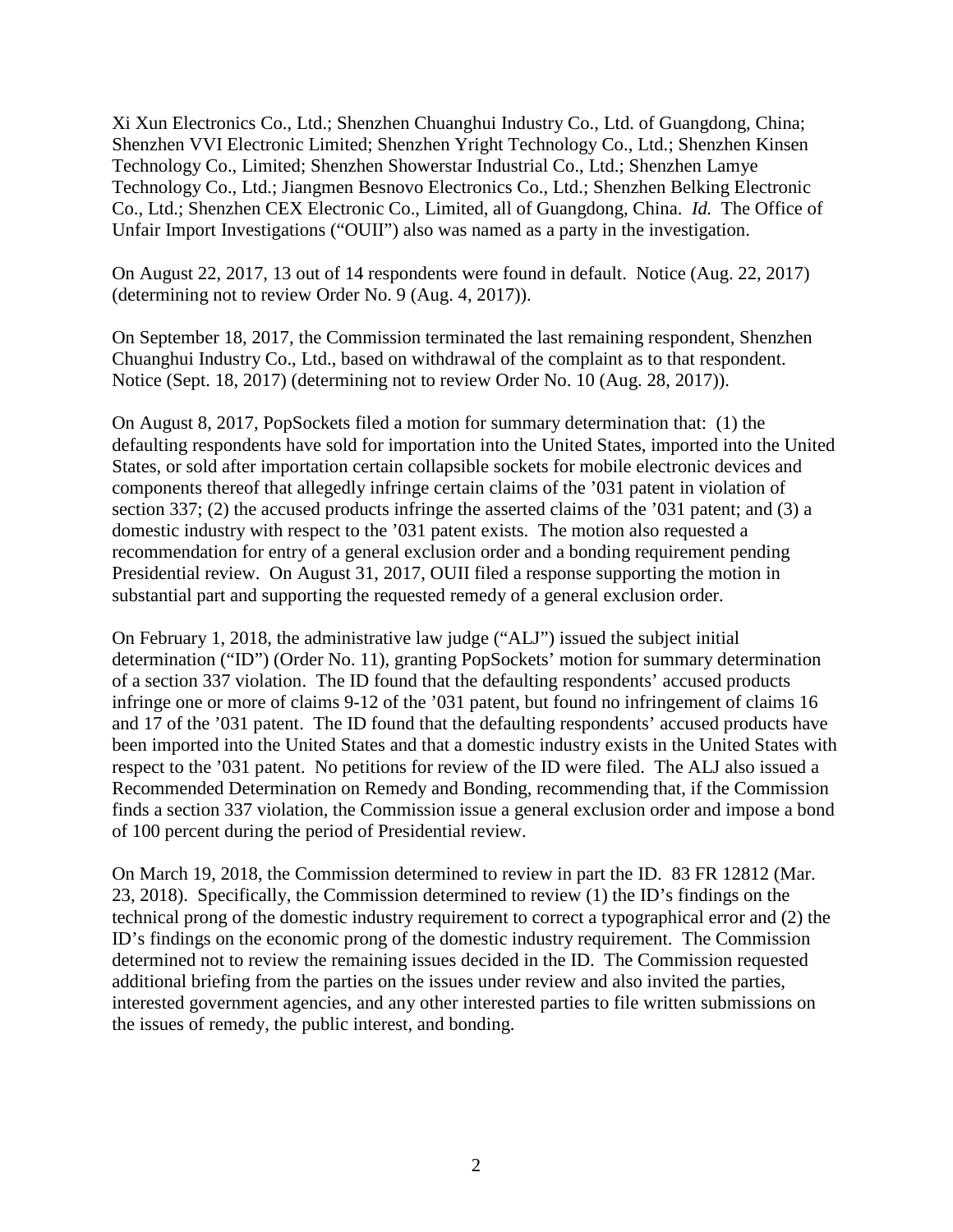Xi Xun Electronics Co., Ltd.; Shenzhen Chuanghui Industry Co., Ltd. of Guangdong, China; Shenzhen VVI Electronic Limited; Shenzhen Yright Technology Co., Ltd.; Shenzhen Kinsen Technology Co., Limited; Shenzhen Showerstar Industrial Co., Ltd.; Shenzhen Lamye Technology Co., Ltd.; Jiangmen Besnovo Electronics Co., Ltd.; Shenzhen Belking Electronic Co., Ltd.; Shenzhen CEX Electronic Co., Limited, all of Guangdong, China. *Id.* The Office of Unfair Import Investigations ("OUII") also was named as a party in the investigation.

On August 22, 2017, 13 out of 14 respondents were found in default. Notice (Aug. 22, 2017) (determining not to review Order No. 9 (Aug. 4, 2017)).

On September 18, 2017, the Commission terminated the last remaining respondent, Shenzhen Chuanghui Industry Co., Ltd., based on withdrawal of the complaint as to that respondent. Notice (Sept. 18, 2017) (determining not to review Order No. 10 (Aug. 28, 2017)).

On August 8, 2017, PopSockets filed a motion for summary determination that: (1) the defaulting respondents have sold for importation into the United States, imported into the United States, or sold after importation certain collapsible sockets for mobile electronic devices and components thereof that allegedly infringe certain claims of the '031 patent in violation of section 337; (2) the accused products infringe the asserted claims of the '031 patent; and (3) a domestic industry with respect to the '031 patent exists. The motion also requested a recommendation for entry of a general exclusion order and a bonding requirement pending Presidential review. On August 31, 2017, OUII filed a response supporting the motion in substantial part and supporting the requested remedy of a general exclusion order.

On February 1, 2018, the administrative law judge ("ALJ") issued the subject initial determination ("ID") (Order No. 11), granting PopSockets' motion for summary determination of a section 337 violation. The ID found that the defaulting respondents' accused products infringe one or more of claims 9-12 of the '031 patent, but found no infringement of claims 16 and 17 of the '031 patent. The ID found that the defaulting respondents' accused products have been imported into the United States and that a domestic industry exists in the United States with respect to the '031 patent. No petitions for review of the ID were filed. The ALJ also issued a Recommended Determination on Remedy and Bonding, recommending that, if the Commission finds a section 337 violation, the Commission issue a general exclusion order and impose a bond of 100 percent during the period of Presidential review.

On March 19, 2018, the Commission determined to review in part the ID. 83 FR 12812 (Mar. 23, 2018). Specifically, the Commission determined to review (1) the ID's findings on the technical prong of the domestic industry requirement to correct a typographical error and (2) the ID's findings on the economic prong of the domestic industry requirement. The Commission determined not to review the remaining issues decided in the ID. The Commission requested additional briefing from the parties on the issues under review and also invited the parties, interested government agencies, and any other interested parties to file written submissions on the issues of remedy, the public interest, and bonding.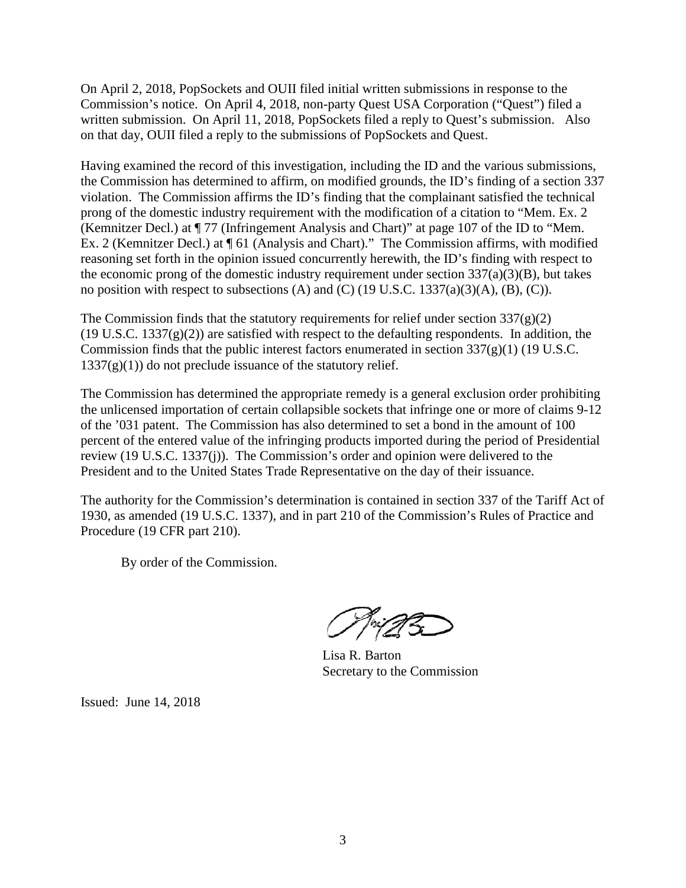On April 2, 2018, PopSockets and OUII filed initial written submissions in response to the Commission's notice. On April 4, 2018, non-party Quest USA Corporation ("Quest") filed a written submission. On April 11, 2018, PopSockets filed a reply to Quest's submission. Also on that day, OUII filed a reply to the submissions of PopSockets and Quest.

Having examined the record of this investigation, including the ID and the various submissions, the Commission has determined to affirm, on modified grounds, the ID's finding of a section 337 violation. The Commission affirms the ID's finding that the complainant satisfied the technical prong of the domestic industry requirement with the modification of a citation to "Mem. Ex. 2 (Kemnitzer Decl.) at ¶ 77 (Infringement Analysis and Chart)" at page 107 of the ID to "Mem. Ex. 2 (Kemnitzer Decl.) at ¶ 61 (Analysis and Chart)." The Commission affirms, with modified reasoning set forth in the opinion issued concurrently herewith, the ID's finding with respect to the economic prong of the domestic industry requirement under section 337(a)(3)(B), but takes no position with respect to subsections (A) and (C) (19 U.S.C. 1337(a)(3)(A), (B), (C)).

The Commission finds that the statutory requirements for relief under section 337(g)(2) (19 U.S.C. 1337(g)(2)) are satisfied with respect to the defaulting respondents. In addition, the Commission finds that the public interest factors enumerated in section 337(g)(1) (19 U.S.C. 1337(g)(1)) do not preclude issuance of the statutory relief.

The Commission has determined the appropriate remedy is a general exclusion order prohibiting the unlicensed importation of certain collapsible sockets that infringe one or more of claims 9-12 of the '031 patent. The Commission has also determined to set a bond in the amount of 100 percent of the entered value of the infringing products imported during the period of Presidential review (19 U.S.C. 1337(j)). The Commission's order and opinion were delivered to the President and to the United States Trade Representative on the day of their issuance.

The authority for the Commission's determination is contained in section 337 of the Tariff Act of 1930, as amended (19 U.S.C. 1337), and in part 210 of the Commission's Rules of Practice and Procedure (19 CFR part 210).

By order of the Commission.

Lisa R. Barton
Secretary to the Commission

Issued: June 14, 2018